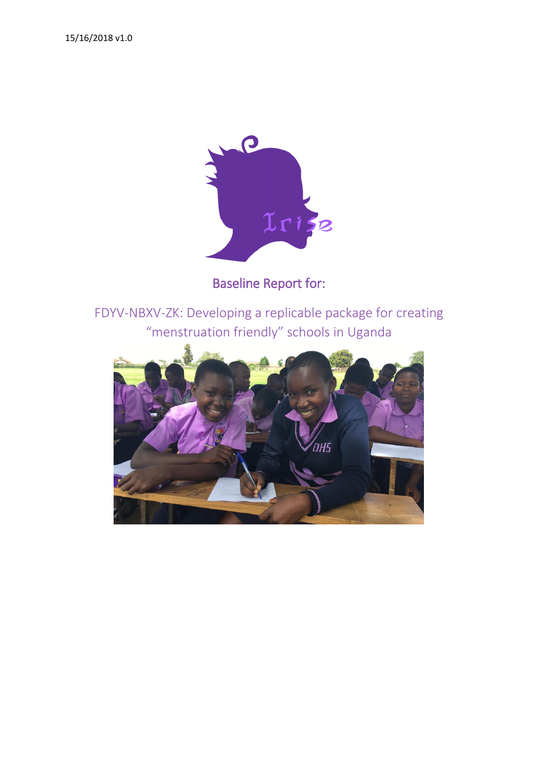15/16/2018 v1.0

Irise

# Baseline Report for:

## FDYV-NBXV-ZK: Developing a replicable package for creating "menstruation friendly" schools in Uganda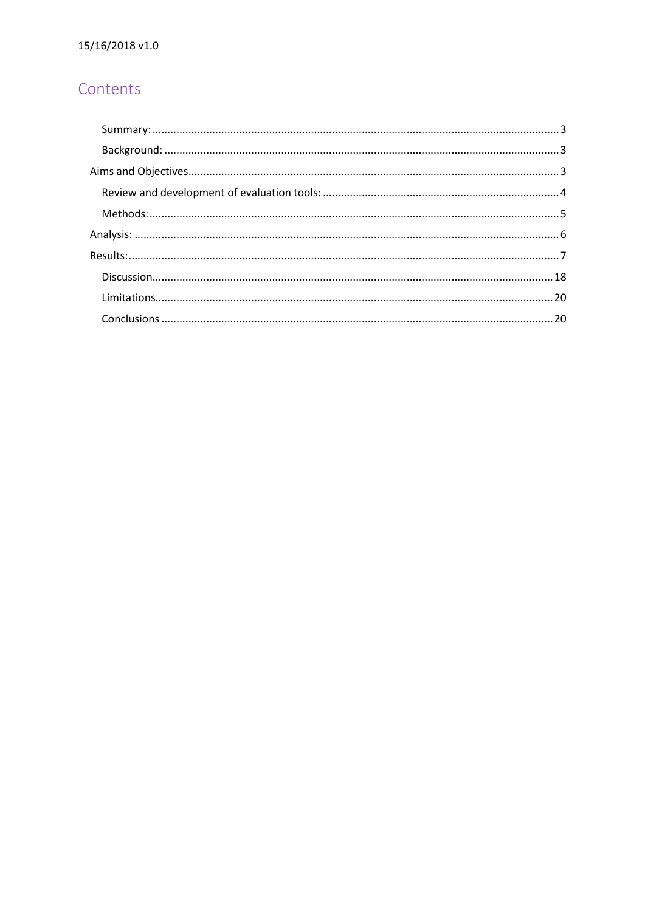## Contents

- Summary: ........ 3
- Background: ........ 3
- Aims and Objectives ........ 3
  - Review and development of evaluation tools: ........ 4
  - Methods: ........ 5
- Analysis: ........ 6
- Results: ........ 7
  - Discussion ........ 18
  - Limitations ........ 20
  - Conclusions ........ 20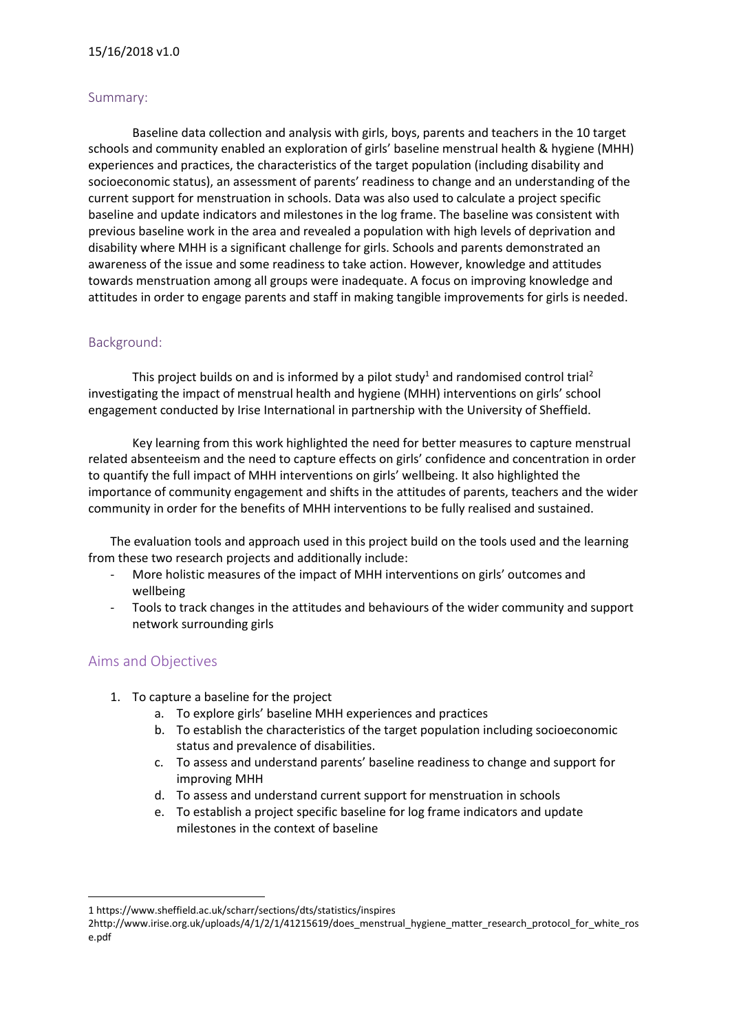15/16/2018 v1.0

## Summary:

Baseline data collection and analysis with girls, boys, parents and teachers in the 10 target schools and community enabled an exploration of girls' baseline menstrual health & hygiene (MHH) experiences and practices, the characteristics of the target population (including disability and socioeconomic status), an assessment of parents' readiness to change and an understanding of the current support for menstruation in schools. Data was also used to calculate a project specific baseline and update indicators and milestones in the log frame. The baseline was consistent with previous baseline work in the area and revealed a population with high levels of deprivation and disability where MHH is a significant challenge for girls. Schools and parents demonstrated an awareness of the issue and some readiness to take action. However, knowledge and attitudes towards menstruation among all groups were inadequate. A focus on improving knowledge and attitudes in order to engage parents and staff in making tangible improvements for girls is needed.

## Background:

This project builds on and is informed by a pilot study[1] and randomised control trial[2] investigating the impact of menstrual health and hygiene (MHH) interventions on girls' school engagement conducted by Irise International in partnership with the University of Sheffield.

Key learning from this work highlighted the need for better measures to capture menstrual related absenteeism and the need to capture effects on girls' confidence and concentration in order to quantify the full impact of MHH interventions on girls' wellbeing. It also highlighted the importance of community engagement and shifts in the attitudes of parents, teachers and the wider community in order for the benefits of MHH interventions to be fully realised and sustained.

The evaluation tools and approach used in this project build on the tools used and the learning from these two research projects and additionally include:

- More holistic measures of the impact of MHH interventions on girls' outcomes and wellbeing
- Tools to track changes in the attitudes and behaviours of the wider community and support network surrounding girls

## Aims and Objectives

1. To capture a baseline for the project
    a. To explore girls' baseline MHH experiences and practices
    b. To establish the characteristics of the target population including socioeconomic status and prevalence of disabilities.
    c. To assess and understand parents' baseline readiness to change and support for improving MHH
    d. To assess and understand current support for menstruation in schools
    e. To establish a project specific baseline for log frame indicators and update milestones in the context of baseline

---

1 https://www.sheffield.ac.uk/scharr/sections/dts/statistics/inspires

2http://www.irise.org.uk/uploads/4/1/2/1/41215619/does_menstrual_hygiene_matter_research_protocol_for_white_rose.pdf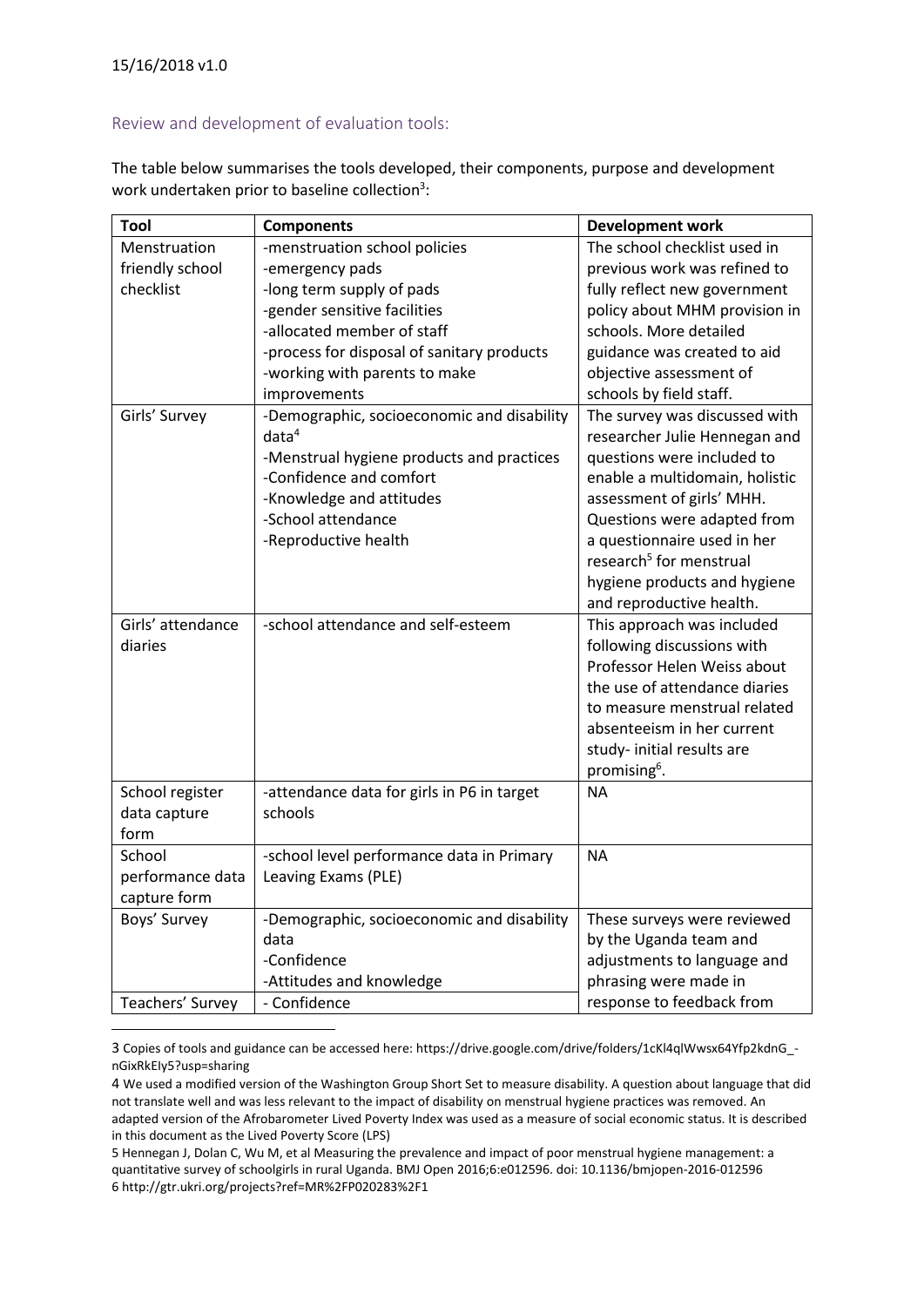## Review and development of evaluation tools:

The table below summarises the tools developed, their components, purpose and development work undertaken prior to baseline collection[3]:

| Tool | Components | Development work |
|---|---|---|
| Menstruation friendly school checklist | -menstruation school policies<br>-emergency pads<br>-long term supply of pads<br>-gender sensitive facilities<br>-allocated member of staff<br>-process for disposal of sanitary products<br>-working with parents to make improvements | The school checklist used in previous work was refined to fully reflect new government policy about MHM provision in schools. More detailed guidance was created to aid objective assessment of schools by field staff. |
| Girls' Survey | -Demographic, socioeconomic and disability data[4]<br>-Menstrual hygiene products and practices<br>-Confidence and comfort<br>-Knowledge and attitudes<br>-School attendance<br>-Reproductive health | The survey was discussed with researcher Julie Hennegan and questions were included to enable a multidomain, holistic assessment of girls' MHH. Questions were adapted from a questionnaire used in her research[5] for menstrual hygiene products and hygiene and reproductive health. |
| Girls' attendance diaries | -school attendance and self-esteem | This approach was included following discussions with Professor Helen Weiss about the use of attendance diaries to measure menstrual related absenteeism in her current study- initial results are promising[6]. |
| School register data capture form | -attendance data for girls in P6 in target schools | NA |
| School performance data capture form | -school level performance data in Primary Leaving Exams (PLE) | NA |
| Boys' Survey | -Demographic, socioeconomic and disability data<br>-Confidence<br>-Attitudes and knowledge | These surveys were reviewed by the Uganda team and adjustments to language and phrasing were made in response to feedback from |
| Teachers' Survey | - Confidence | |

3 Copies of tools and guidance can be accessed here: https://drive.google.com/drive/folders/1cKl4qlWwsx64Yfp2kdnG_-nGixRkEIy5?usp=sharing

4 We used a modified version of the Washington Group Short Set to measure disability. A question about language that did not translate well and was less relevant to the impact of disability on menstrual hygiene practices was removed. An adapted version of the Afrobarometer Lived Poverty Index was used as a measure of social economic status. It is described in this document as the Lived Poverty Score (LPS)

5 Hennegan J, Dolan C, Wu M, et al Measuring the prevalence and impact of poor menstrual hygiene management: a quantitative survey of schoolgirls in rural Uganda. BMJ Open 2016;6:e012596. doi: 10.1136/bmjopen-2016-012596

6 http://gtr.ukri.org/projects?ref=MR%2FP020283%2F1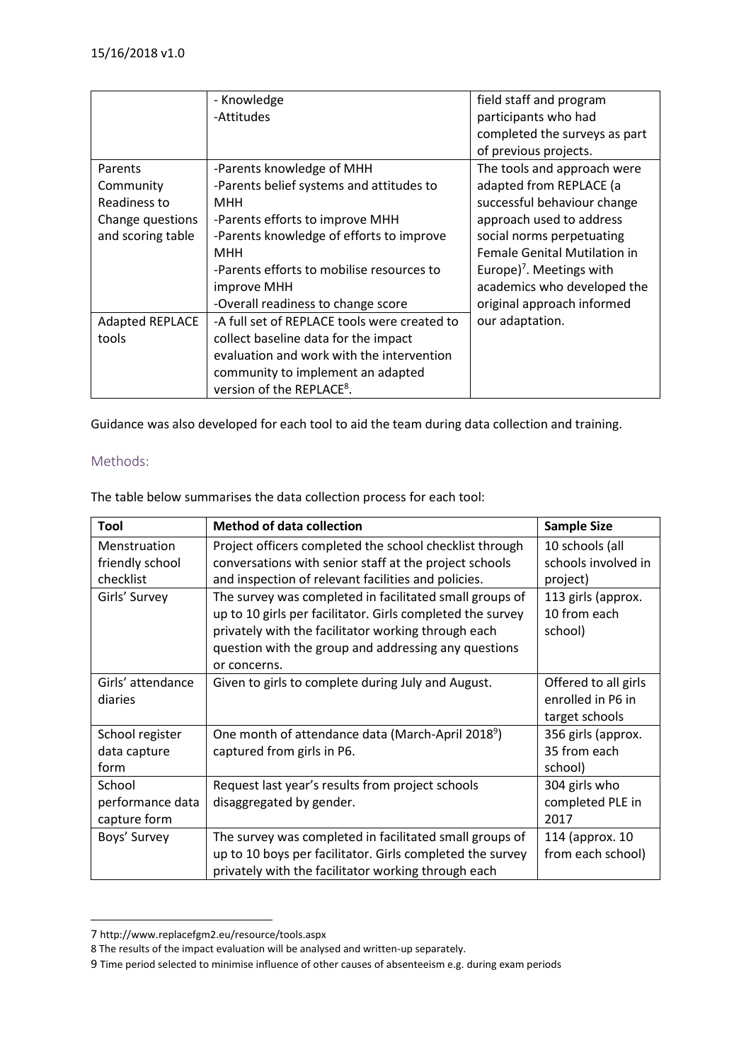| | - Knowledge<br>-Attitudes | field staff and program participants who had completed the surveys as part of previous projects. |
|---|---|---|
| Parents Community Readiness to Change questions and scoring table | -Parents knowledge of MHH<br>-Parents belief systems and attitudes to MHH<br>-Parents efforts to improve MHH<br>-Parents knowledge of efforts to improve MHH<br>-Parents efforts to mobilise resources to improve MHH<br>-Overall readiness to change score | The tools and approach were adapted from REPLACE (a successful behaviour change approach used to address social norms perpetuating Female Genital Mutilation in Europe)[7]. Meetings with academics who developed the original approach informed our adaptation. |
| Adapted REPLACE tools | -A full set of REPLACE tools were created to collect baseline data for the impact evaluation and work with the intervention community to implement an adapted version of the REPLACE[8]. | |

Guidance was also developed for each tool to aid the team during data collection and training.

## Methods:

The table below summarises the data collection process for each tool:

| Tool | Method of data collection | Sample Size |
|---|---|---|
| Menstruation friendly school checklist | Project officers completed the school checklist through conversations with senior staff at the project schools and inspection of relevant facilities and policies. | 10 schools (all schools involved in project) |
| Girls' Survey | The survey was completed in facilitated small groups of up to 10 girls per facilitator. Girls completed the survey privately with the facilitator working through each question with the group and addressing any questions or concerns. | 113 girls (approx. 10 from each school) |
| Girls' attendance diaries | Given to girls to complete during July and August. | Offered to all girls enrolled in P6 in target schools |
| School register data capture form | One month of attendance data (March-April 2018[9]) captured from girls in P6. | 356 girls (approx. 35 from each school) |
| School performance data capture form | Request last year's results from project schools disaggregated by gender. | 304 girls who completed PLE in 2017 |
| Boys' Survey | The survey was completed in facilitated small groups of up to 10 boys per facilitator. Girls completed the survey privately with the facilitator working through each | 114 (approx. 10 from each school) |

7 http://www.replacefgm2.eu/resource/tools.aspx

8 The results of the impact evaluation will be analysed and written-up separately.

9 Time period selected to minimise influence of other causes of absenteeism e.g. during exam periods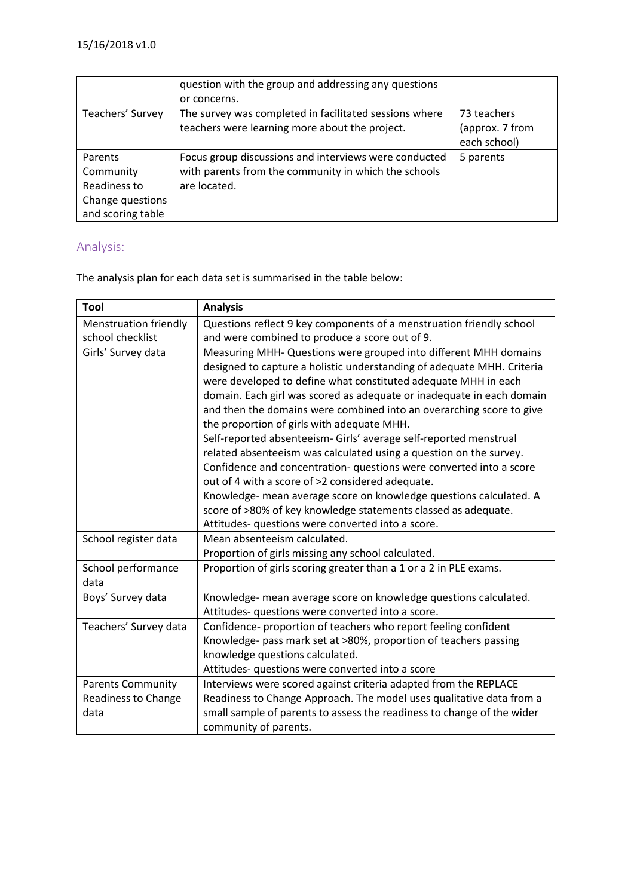| | question with the group and addressing any questions or concerns. | |
|---|---|---|
| Teachers' Survey | The survey was completed in facilitated sessions where teachers were learning more about the project. | 73 teachers (approx. 7 from each school) |
| Parents Community Readiness to Change questions and scoring table | Focus group discussions and interviews were conducted with parents from the community in which the schools are located. | 5 parents |

## Analysis:

The analysis plan for each data set is summarised in the table below:

| Tool | Analysis |
|---|---|
| Menstruation friendly school checklist | Questions reflect 9 key components of a menstruation friendly school and were combined to produce a score out of 9. |
| Girls' Survey data | Measuring MHH- Questions were grouped into different MHH domains designed to capture a holistic understanding of adequate MHH. Criteria were developed to define what constituted adequate MHH in each domain. Each girl was scored as adequate or inadequate in each domain and then the domains were combined into an overarching score to give the proportion of girls with adequate MHH.<br>Self-reported absenteeism- Girls' average self-reported menstrual related absenteeism was calculated using a question on the survey.<br>Confidence and concentration- questions were converted into a score out of 4 with a score of >2 considered adequate.<br>Knowledge- mean average score on knowledge questions calculated. A score of >80% of key knowledge statements classed as adequate.<br>Attitudes- questions were converted into a score. |
| School register data | Mean absenteeism calculated.<br>Proportion of girls missing any school calculated. |
| School performance data | Proportion of girls scoring greater than a 1 or a 2 in PLE exams. |
| Boys' Survey data | Knowledge- mean average score on knowledge questions calculated.<br>Attitudes- questions were converted into a score. |
| Teachers' Survey data | Confidence- proportion of teachers who report feeling confident<br>Knowledge- pass mark set at >80%, proportion of teachers passing knowledge questions calculated.<br>Attitudes- questions were converted into a score |
| Parents Community Readiness to Change data | Interviews were scored against criteria adapted from the REPLACE Readiness to Change Approach. The model uses qualitative data from a small sample of parents to assess the readiness to change of the wider community of parents. |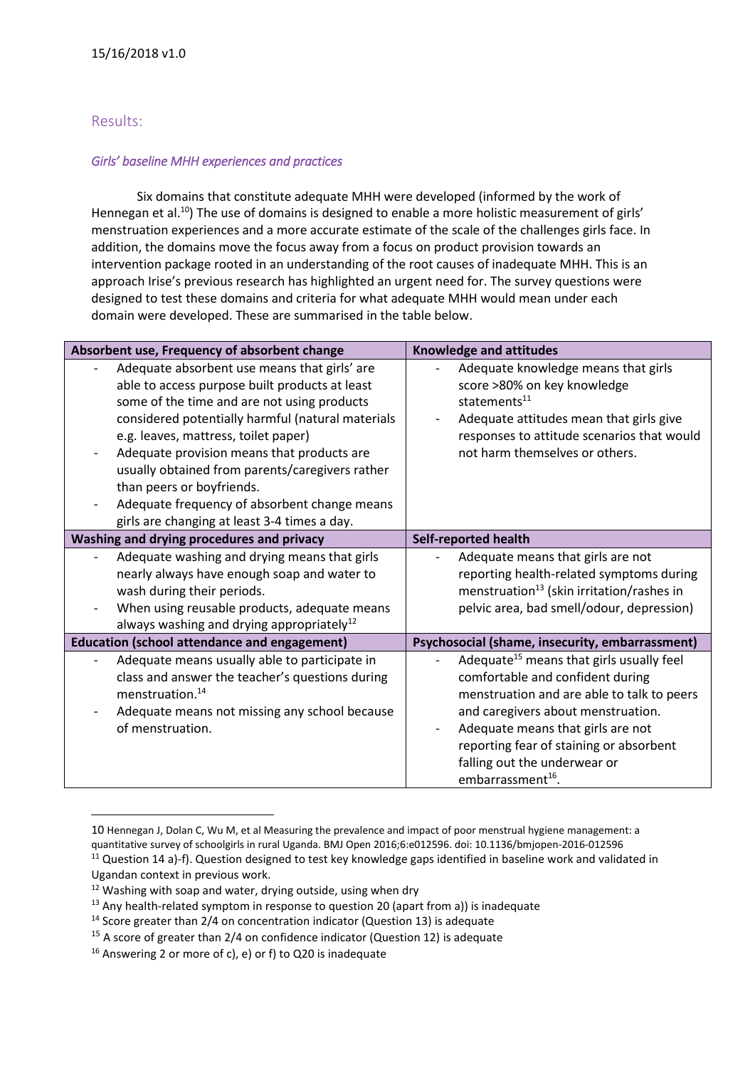## Results:

### *Girls' baseline MHH experiences and practices*

Six domains that constitute adequate MHH were developed (informed by the work of Hennegan et al.[10]) The use of domains is designed to enable a more holistic measurement of girls' menstruation experiences and a more accurate estimate of the scale of the challenges girls face. In addition, the domains move the focus away from a focus on product provision towards an intervention package rooted in an understanding of the root causes of inadequate MHH. This is an approach Irise's previous research has highlighted an urgent need for. The survey questions were designed to test these domains and criteria for what adequate MHH would mean under each domain were developed. These are summarised in the table below.

| **Absorbent use, Frequency of absorbent change** | **Knowledge and attitudes** |
|---|---|
| - Adequate absorbent use means that girls' are able to access purpose built products at least some of the time and are not using products considered potentially harmful (natural materials e.g. leaves, mattress, toilet paper)<br>- Adequate provision means that products are usually obtained from parents/caregivers rather than peers or boyfriends.<br>- Adequate frequency of absorbent change means girls are changing at least 3-4 times a day. | - Adequate knowledge means that girls score >80% on key knowledge statements[11]<br>- Adequate attitudes mean that girls give responses to attitude scenarios that would not harm themselves or others. |
| **Washing and drying procedures and privacy** | **Self-reported health** |
| - Adequate washing and drying means that girls nearly always have enough soap and water to wash during their periods.<br>- When using reusable products, adequate means always washing and drying appropriately[12] | - Adequate means that girls are not reporting health-related symptoms during menstruation[13] (skin irritation/rashes in pelvic area, bad smell/odour, depression) |
| **Education (school attendance and engagement)** | **Psychosocial (shame, insecurity, embarrassment)** |
| - Adequate means usually able to participate in class and answer the teacher's questions during menstruation.[14]<br>- Adequate means not missing any school because of menstruation. | - Adequate[15] means that girls usually feel comfortable and confident during menstruation and are able to talk to peers and caregivers about menstruation.<br>- Adequate means that girls are not reporting fear of staining or absorbent falling out the underwear or embarrassment[16]. |

---

10 Hennegan J, Dolan C, Wu M, et al Measuring the prevalence and impact of poor menstrual hygiene management: a quantitative survey of schoolgirls in rural Uganda. BMJ Open 2016;6:e012596. doi: 10.1136/bmjopen-2016-012596

11 Question 14 a)-f). Question designed to test key knowledge gaps identified in baseline work and validated in Ugandan context in previous work.

12 Washing with soap and water, drying outside, using when dry

13 Any health-related symptom in response to question 20 (apart from a)) is inadequate

14 Score greater than 2/4 on concentration indicator (Question 13) is adequate

15 A score of greater than 2/4 on confidence indicator (Question 12) is adequate

16 Answering 2 or more of c), e) or f) to Q20 is inadequate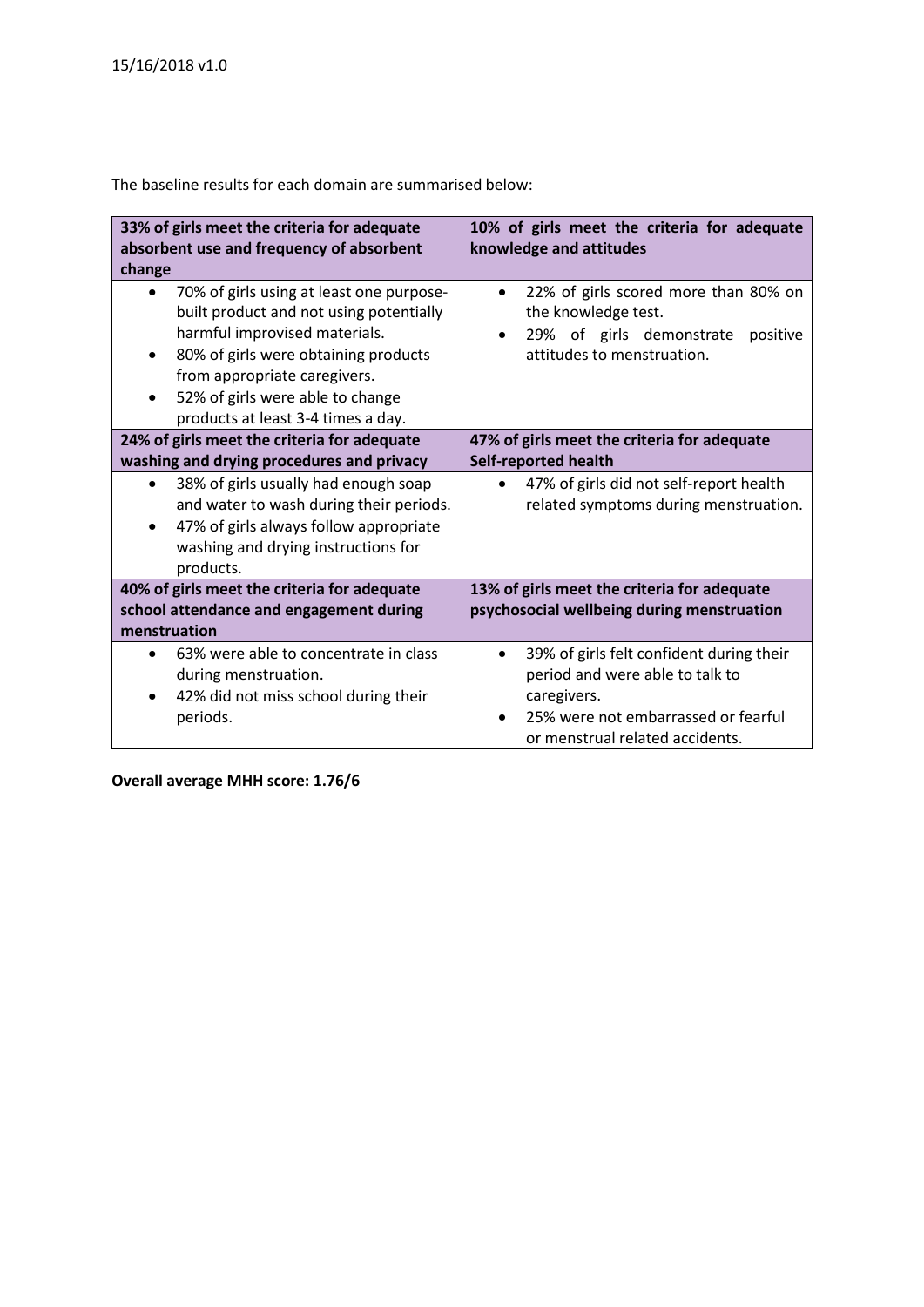The baseline results for each domain are summarised below:

| **33% of girls meet the criteria for adequate absorbent use and frequency of absorbent change** | **10% of girls meet the criteria for adequate knowledge and attitudes** |
| --- | --- |
| • 70% of girls using at least one purpose-built product and not using potentially harmful improvised materials.<br>• 80% of girls were obtaining products from appropriate caregivers.<br>• 52% of girls were able to change products at least 3-4 times a day. | • 22% of girls scored more than 80% on the knowledge test.<br>• 29% of girls demonstrate positive attitudes to menstruation. |
| **24% of girls meet the criteria for adequate washing and drying procedures and privacy** | **47% of girls meet the criteria for adequate Self-reported health** |
| • 38% of girls usually had enough soap and water to wash during their periods.<br>• 47% of girls always follow appropriate washing and drying instructions for products. | • 47% of girls did not self-report health related symptoms during menstruation. |
| **40% of girls meet the criteria for adequate school attendance and engagement during menstruation** | **13% of girls meet the criteria for adequate psychosocial wellbeing during menstruation** |
| • 63% were able to concentrate in class during menstruation.<br>• 42% did not miss school during their periods. | • 39% of girls felt confident during their period and were able to talk to caregivers.<br>• 25% were not embarrassed or fearful or menstrual related accidents. |

**Overall average MHH score: 1.76/6**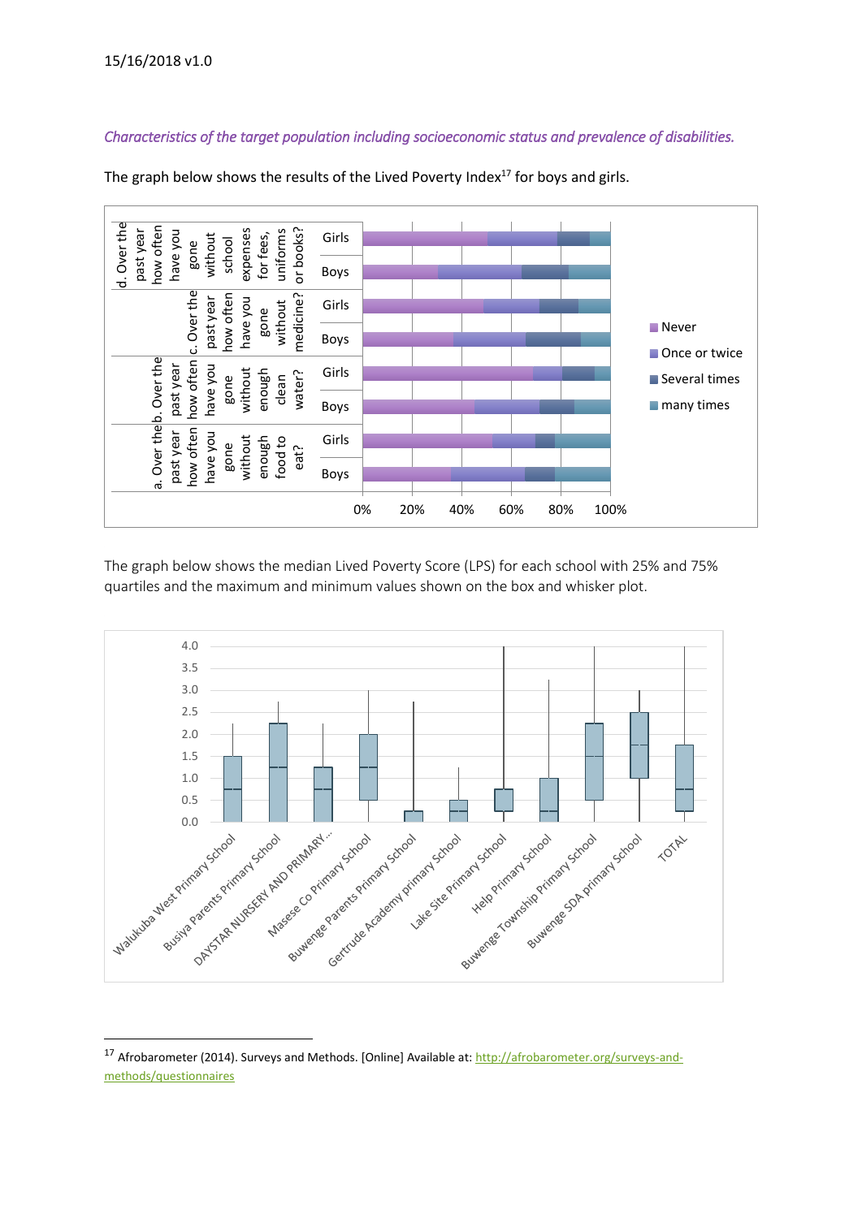*Characteristics of the target population including socioeconomic status and prevalence of disabilities.*

The graph below shows the results of the Lived Poverty Index[17] for boys and girls.

The graph below shows the median Lived Poverty Score (LPS) for each school with 25% and 75% quartiles and the maximum and minimum values shown on the box and whisker plot.

---

[17] Afrobarometer (2014). Surveys and Methods. [Online] Available at: http://afrobarometer.org/surveys-and-methods/questionnaires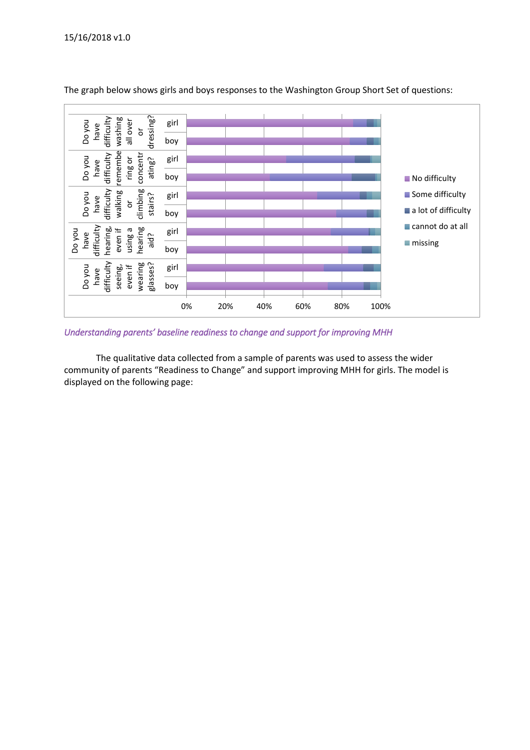The graph below shows girls and boys responses to the Washington Group Short Set of questions:

*Understanding parents' baseline readiness to change and support for improving MHH*

The qualitative data collected from a sample of parents was used to assess the wider community of parents "Readiness to Change" and support improving MHH for girls. The model is displayed on the following page: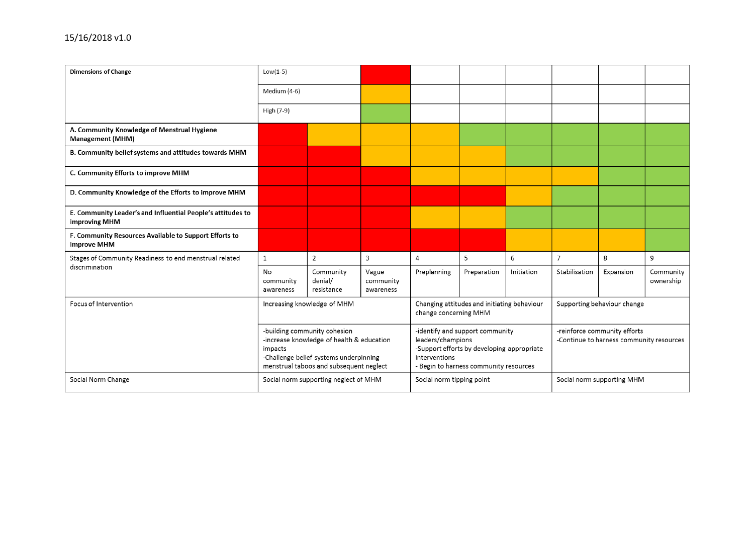| Dimensions of Change | | | | | | | | | |
|---|---|---|---|---|---|---|---|---|---|
| | Low(1-5) | | Red | | | | | | |
| | Medium (4-6) | | Amber | | | | | | |
| | High (7-9) | | Green | | | | | | |
| **A. Community Knowledge of Menstrual Hygiene Management (MHM)** | Red | Amber | Amber | Amber | Green | Green | Green | Green | Green |
| **B. Community belief systems and attitudes towards MHM** | Red | Red | Amber | Amber | Amber | Green | Green | Green | Green |
| **C. Community Efforts to improve MHM** | Red | Red | Red | Amber | Amber | Amber | Amber | Green | Green |
| **D. Community Knowledge of the Efforts to improve MHM** | Red | Red | Red | Red | Red | Amber | Green | Green | Green |
| **E. Community Leader's and Influential People's attitudes to improving MHM** | Red | Red | Red | Amber | Amber | Green | Green | Green | Green |
| **F. Community Resources Available to Support Efforts to improve MHM** | Red | Red | Red | Red | Red | Amber | Amber | Amber | Green |
| Stages of Community Readiness to end menstrual related discrimination | 1 | 2 | 3 | 4 | 5 | 6 | 7 | 8 | 9 |
| | No community awareness | Community denial/ resistance | Vague community awareness | Preplanning | Preparation | Initiation | Stabilisation | Expansion | Community ownership |
| Focus of Intervention | Increasing knowledge of MHM | | | Changing attitudes and initiating behaviour change concerning MHM | | | Supporting behaviour change | | |
| | -building community cohesion<br>-increase knowledge of health & education impacts<br>-Challenge belief systems underpinning menstrual taboos and subsequent neglect | | | -identify and support community leaders/champions<br>-Support efforts by developing appropriate interventions<br>- Begin to harness community resources | | | -reinforce community efforts<br>-Continue to harness community resources | | |
| Social Norm Change | Social norm supporting neglect of MHM | | | Social norm tipping point | | | Social norm supporting MHM | | |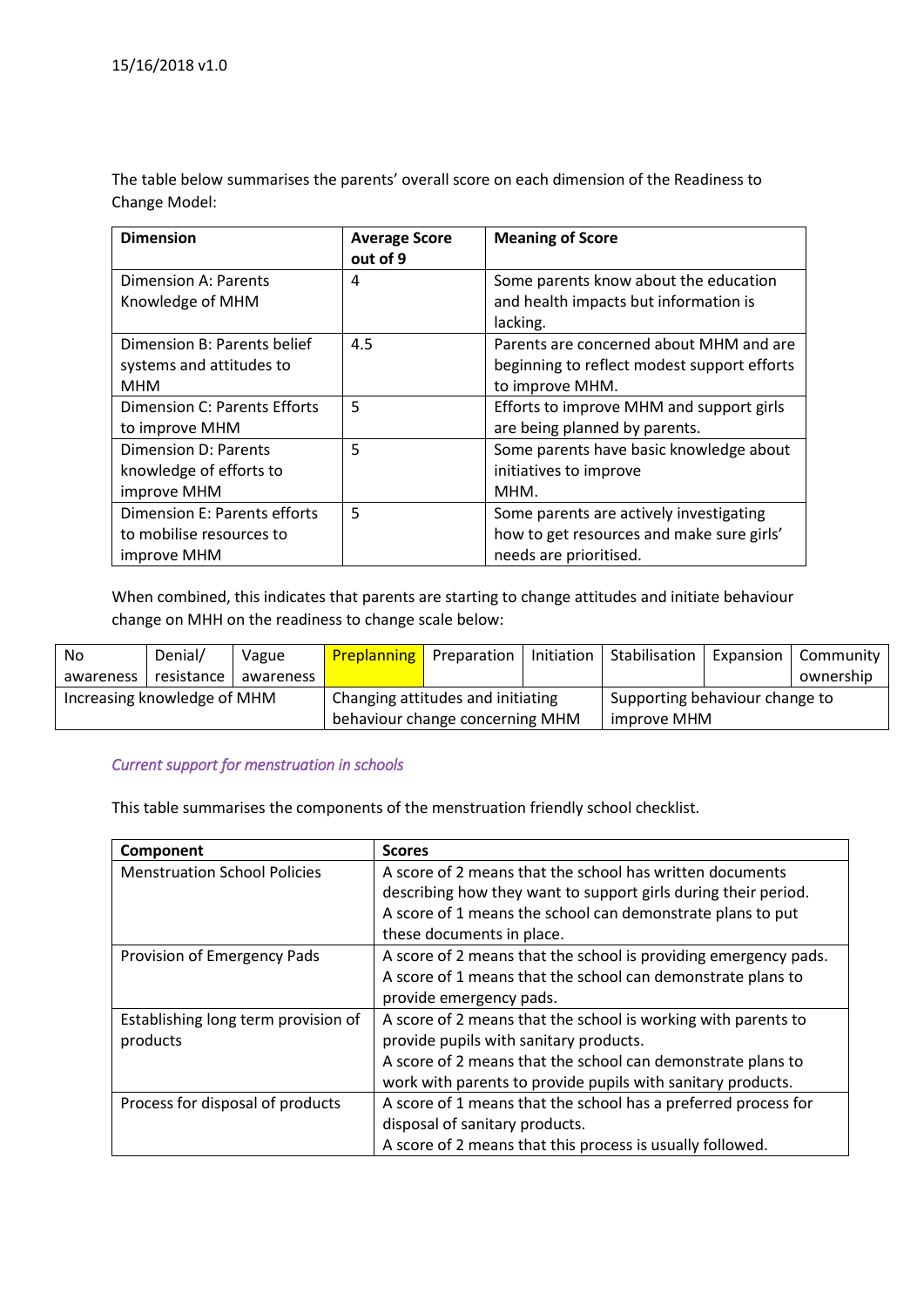The table below summarises the parents' overall score on each dimension of the Readiness to Change Model:

| Dimension | Average Score out of 9 | Meaning of Score |
|---|---|---|
| Dimension A: Parents Knowledge of MHM | 4 | Some parents know about the education and health impacts but information is lacking. |
| Dimension B: Parents belief systems and attitudes to MHM | 4.5 | Parents are concerned about MHM and are beginning to reflect modest support efforts to improve MHM. |
| Dimension C: Parents Efforts to improve MHM | 5 | Efforts to improve MHM and support girls are being planned by parents. |
| Dimension D: Parents knowledge of efforts to improve MHM | 5 | Some parents have basic knowledge about initiatives to improve MHM. |
| Dimension E: Parents efforts to mobilise resources to improve MHM | 5 | Some parents are actively investigating how to get resources and make sure girls' needs are prioritised. |

When combined, this indicates that parents are starting to change attitudes and initiate behaviour change on MHH on the readiness to change scale below:

| No awareness | Denial/ resistance | Vague awareness | Preplanning | Preparation | Initiation | Stabilisation | Expansion | Community ownership |
|---|---|---|---|---|---|---|---|---|
| Increasing knowledge of MHM | | | Changing attitudes and initiating behaviour change concerning MHM | | | Supporting behaviour change to improve MHM | | |

*Current support for menstruation in schools*

This table summarises the components of the menstruation friendly school checklist.

| Component | Scores |
|---|---|
| Menstruation School Policies | A score of 2 means that the school has written documents describing how they want to support girls during their period. A score of 1 means the school can demonstrate plans to put these documents in place. |
| Provision of Emergency Pads | A score of 2 means that the school is providing emergency pads. A score of 1 means that the school can demonstrate plans to provide emergency pads. |
| Establishing long term provision of products | A score of 2 means that the school is working with parents to provide pupils with sanitary products. A score of 2 means that the school can demonstrate plans to work with parents to provide pupils with sanitary products. |
| Process for disposal of products | A score of 1 means that the school has a preferred process for disposal of sanitary products. A score of 2 means that this process is usually followed. |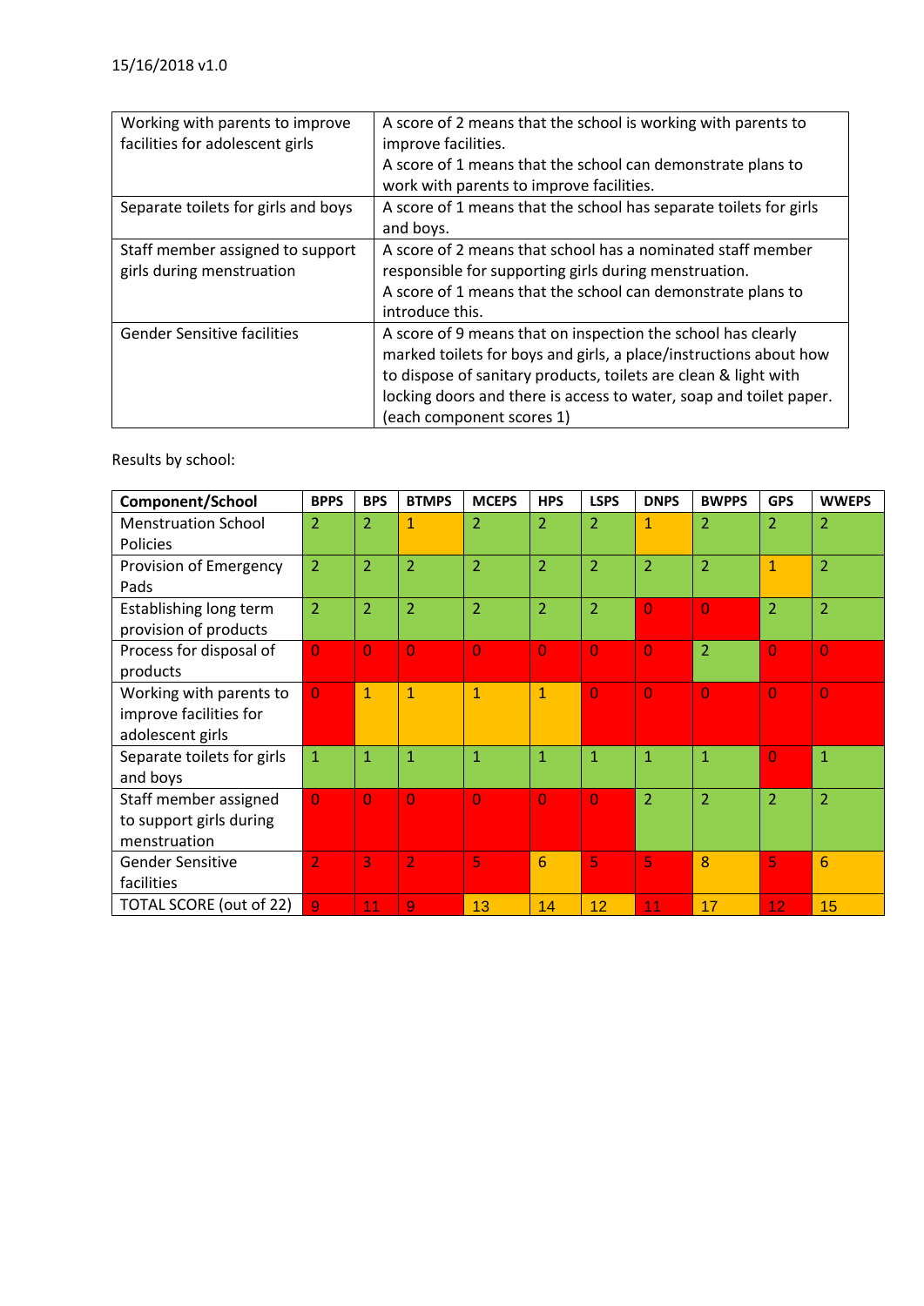15/16/2018 v1.0

| | |
|---|---|
| Working with parents to improve facilities for adolescent girls | A score of 2 means that the school is working with parents to improve facilities.<br>A score of 1 means that the school can demonstrate plans to work with parents to improve facilities. |
| Separate toilets for girls and boys | A score of 1 means that the school has separate toilets for girls and boys. |
| Staff member assigned to support girls during menstruation | A score of 2 means that school has a nominated staff member responsible for supporting girls during menstruation.<br>A score of 1 means that the school can demonstrate plans to introduce this. |
| Gender Sensitive facilities | A score of 9 means that on inspection the school has clearly marked toilets for boys and girls, a place/instructions about how to dispose of sanitary products, toilets are clean & light with locking doors and there is access to water, soap and toilet paper. (each component scores 1) |

Results by school:

| Component/School | BPPS | BPS | BTMPS | MCEPS | HPS | LSPS | DNPS | BWPPS | GPS | WWEPS |
|---|---|---|---|---|---|---|---|---|---|---|
| Menstruation School Policies | 2 | 2 | 1 | 2 | 2 | 2 | 1 | 2 | 2 | 2 |
| Provision of Emergency Pads | 2 | 2 | 2 | 2 | 2 | 2 | 2 | 2 | 1 | 2 |
| Establishing long term provision of products | 2 | 2 | 2 | 2 | 2 | 2 | 0 | 0 | 2 | 2 |
| Process for disposal of products | 0 | 0 | 0 | 0 | 0 | 0 | 0 | 2 | 0 | 0 |
| Working with parents to improve facilities for adolescent girls | 0 | 1 | 1 | 1 | 1 | 0 | 0 | 0 | 0 | 0 |
| Separate toilets for girls and boys | 1 | 1 | 1 | 1 | 1 | 1 | 1 | 1 | 0 | 1 |
| Staff member assigned to support girls during menstruation | 0 | 0 | 0 | 0 | 0 | 0 | 2 | 2 | 2 | 2 |
| Gender Sensitive facilities | 2 | 3 | 2 | 5 | 6 | 5 | 5 | 8 | 5 | 6 |
| TOTAL SCORE (out of 22) | 9 | 11 | 9 | 13 | 14 | 12 | 11 | 17 | 12 | 15 |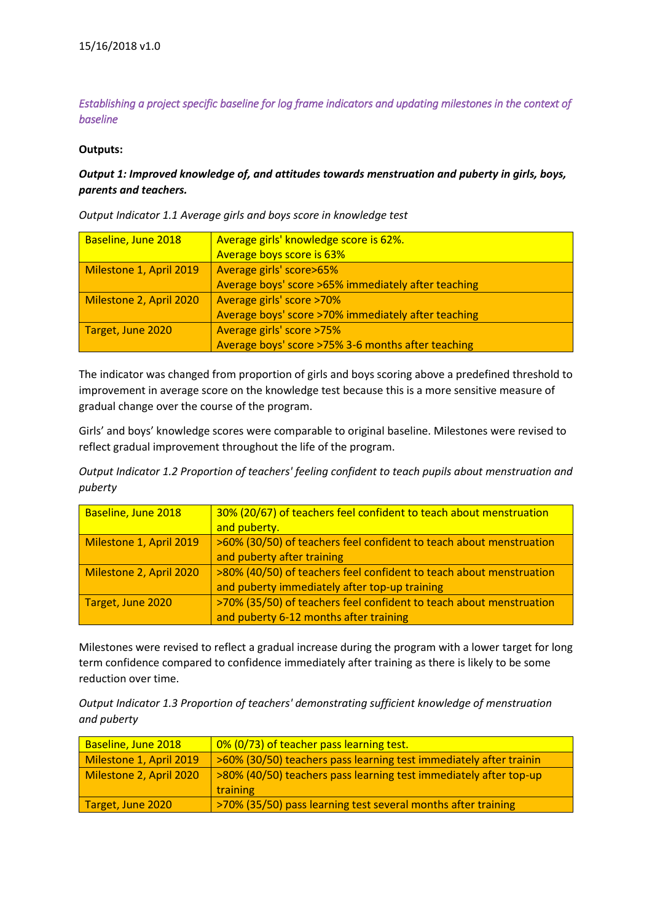15/16/2018 v1.0

*Establishing a project specific baseline for log frame indicators and updating milestones in the context of baseline*

**Outputs:**

***Output 1: Improved knowledge of, and attitudes towards menstruation and puberty in girls, boys, parents and teachers.***

*Output Indicator 1.1 Average girls and boys score in knowledge test*

| | |
|---|---|
| Baseline, June 2018 | Average girls' knowledge score is 62%.<br>Average boys score is 63% |
| Milestone 1, April 2019 | Average girls' score>65%<br>Average boys' score >65% immediately after teaching |
| Milestone 2, April 2020 | Average girls' score >70%<br>Average boys' score >70% immediately after teaching |
| Target, June 2020 | Average girls' score >75%<br>Average boys' score >75% 3-6 months after teaching |

The indicator was changed from proportion of girls and boys scoring above a predefined threshold to improvement in average score on the knowledge test because this is a more sensitive measure of gradual change over the course of the program.

Girls' and boys' knowledge scores were comparable to original baseline. Milestones were revised to reflect gradual improvement throughout the life of the program.

*Output Indicator 1.2 Proportion of teachers' feeling confident to teach pupils about menstruation and puberty*

| | |
|---|---|
| Baseline, June 2018 | 30% (20/67) of teachers feel confident to teach about menstruation and puberty. |
| Milestone 1, April 2019 | >60% (30/50) of teachers feel confident to teach about menstruation and puberty after training |
| Milestone 2, April 2020 | >80% (40/50) of teachers feel confident to teach about menstruation and puberty immediately after top-up training |
| Target, June 2020 | >70% (35/50) of teachers feel confident to teach about menstruation and puberty 6-12 months after training |

Milestones were revised to reflect a gradual increase during the program with a lower target for long term confidence compared to confidence immediately after training as there is likely to be some reduction over time.

*Output Indicator 1.3 Proportion of teachers' demonstrating sufficient knowledge of menstruation and puberty*

| | |
|---|---|
| Baseline, June 2018 | 0% (0/73) of teacher pass learning test. |
| Milestone 1, April 2019 | >60% (30/50) teachers pass learning test immediately after trainin |
| Milestone 2, April 2020 | >80% (40/50) teachers pass learning test immediately after top-up training |
| Target, June 2020 | >70% (35/50) pass learning test several months after training |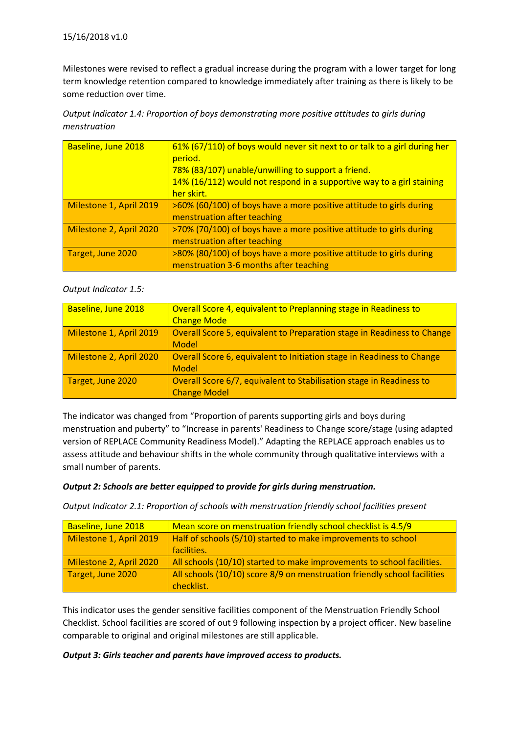Milestones were revised to reflect a gradual increase during the program with a lower target for long term knowledge retention compared to knowledge immediately after training as there is likely to be some reduction over time.

*Output Indicator 1.4: Proportion of boys demonstrating more positive attitudes to girls during menstruation*

| | |
|---|---|
| Baseline, June 2018 | 61% (67/110) of boys would never sit next to or talk to a girl during her period.<br>78% (83/107) unable/unwilling to support a friend.<br>14% (16/112) would not respond in a supportive way to a girl staining her skirt. |
| Milestone 1, April 2019 | >60% (60/100) of boys have a more positive attitude to girls during menstruation after teaching |
| Milestone 2, April 2020 | >70% (70/100) of boys have a more positive attitude to girls during menstruation after teaching |
| Target, June 2020 | >80% (80/100) of boys have a more positive attitude to girls during menstruation 3-6 months after teaching |

*Output Indicator 1.5:*

| | |
|---|---|
| Baseline, June 2018 | Overall Score 4, equivalent to Preplanning stage in Readiness to Change Mode |
| Milestone 1, April 2019 | Overall Score 5, equivalent to Preparation stage in Readiness to Change Model |
| Milestone 2, April 2020 | Overall Score 6, equivalent to Initiation stage in Readiness to Change Model |
| Target, June 2020 | Overall Score 6/7, equivalent to Stabilisation stage in Readiness to Change Model |

The indicator was changed from "Proportion of parents supporting girls and boys during menstruation and puberty" to "Increase in parents' Readiness to Change score/stage (using adapted version of REPLACE Community Readiness Model)." Adapting the REPLACE approach enables us to assess attitude and behaviour shifts in the whole community through qualitative interviews with a small number of parents.

***Output 2: Schools are better equipped to provide for girls during menstruation.***

*Output Indicator 2.1: Proportion of schools with menstruation friendly school facilities present*

| | |
|---|---|
| Baseline, June 2018 | Mean score on menstruation friendly school checklist is 4.5/9 |
| Milestone 1, April 2019 | Half of schools (5/10) started to make improvements to school facilities. |
| Milestone 2, April 2020 | All schools (10/10) started to make improvements to school facilities. |
| Target, June 2020 | All schools (10/10) score 8/9 on menstruation friendly school facilities checklist. |

This indicator uses the gender sensitive facilities component of the Menstruation Friendly School Checklist. School facilities are scored of out 9 following inspection by a project officer. New baseline comparable to original and original milestones are still applicable.

***Output 3: Girls teacher and parents have improved access to products.***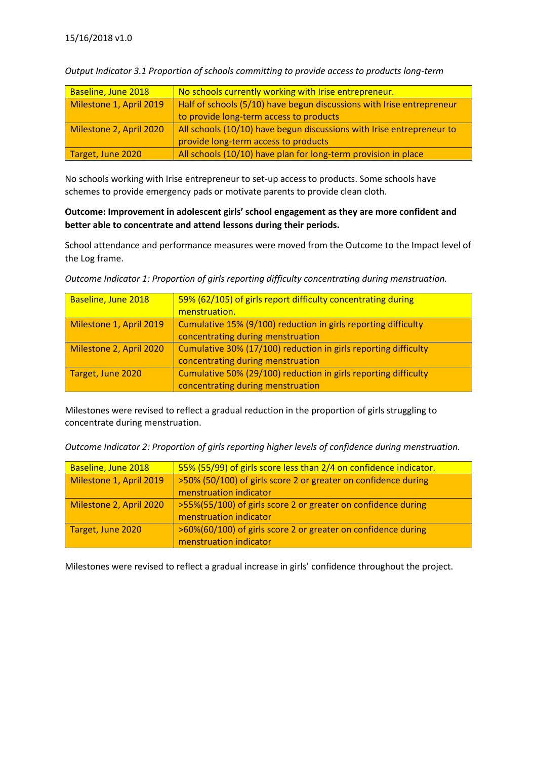*Output Indicator 3.1 Proportion of schools committing to provide access to products long-term*

| Baseline, June 2018 | No schools currently working with Irise entrepreneur. |
|---|---|
| Milestone 1, April 2019 | Half of schools (5/10) have begun discussions with Irise entrepreneur to provide long-term access to products |
| Milestone 2, April 2020 | All schools (10/10) have begun discussions with Irise entrepreneur to provide long-term access to products |
| Target, June 2020 | All schools (10/10) have plan for long-term provision in place |

No schools working with Irise entrepreneur to set-up access to products. Some schools have schemes to provide emergency pads or motivate parents to provide clean cloth.

**Outcome: Improvement in adolescent girls' school engagement as they are more confident and better able to concentrate and attend lessons during their periods.**

School attendance and performance measures were moved from the Outcome to the Impact level of the Log frame.

*Outcome Indicator 1: Proportion of girls reporting difficulty concentrating during menstruation.*

| Baseline, June 2018 | 59% (62/105) of girls report difficulty concentrating during menstruation. |
|---|---|
| Milestone 1, April 2019 | Cumulative 15% (9/100) reduction in girls reporting difficulty concentrating during menstruation |
| Milestone 2, April 2020 | Cumulative 30% (17/100) reduction in girls reporting difficulty concentrating during menstruation |
| Target, June 2020 | Cumulative 50% (29/100) reduction in girls reporting difficulty concentrating during menstruation |

Milestones were revised to reflect a gradual reduction in the proportion of girls struggling to concentrate during menstruation.

*Outcome Indicator 2: Proportion of girls reporting higher levels of confidence during menstruation.*

| Baseline, June 2018 | 55% (55/99) of girls score less than 2/4 on confidence indicator. |
|---|---|
| Milestone 1, April 2019 | >50% (50/100) of girls score 2 or greater on confidence during menstruation indicator |
| Milestone 2, April 2020 | >55%(55/100) of girls score 2 or greater on confidence during menstruation indicator |
| Target, June 2020 | >60%(60/100) of girls score 2 or greater on confidence during menstruation indicator |

Milestones were revised to reflect a gradual increase in girls' confidence throughout the project.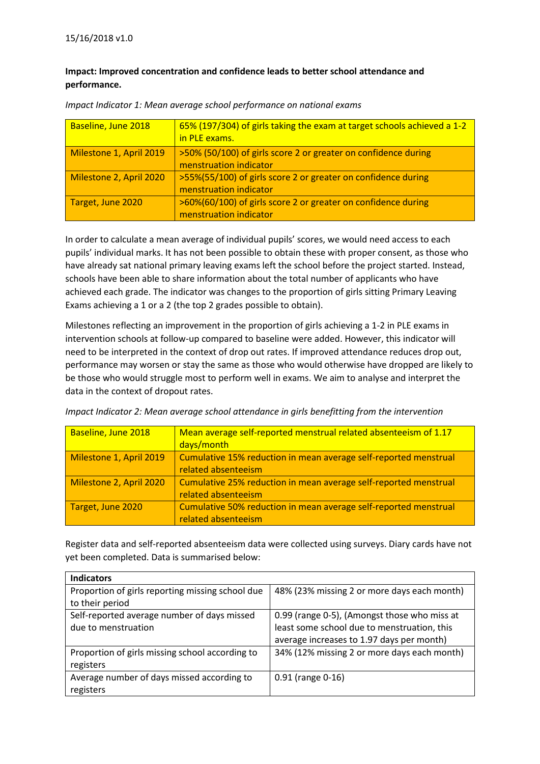15/16/2018 v1.0

**Impact: Improved concentration and confidence leads to better school attendance and performance.**

*Impact Indicator 1: Mean average school performance on national exams*

| | |
|---|---|
| Baseline, June 2018 | 65% (197/304) of girls taking the exam at target schools achieved a 1-2 in PLE exams. |
| Milestone 1, April 2019 | >50% (50/100) of girls score 2 or greater on confidence during menstruation indicator |
| Milestone 2, April 2020 | >55%(55/100) of girls score 2 or greater on confidence during menstruation indicator |
| Target, June 2020 | >60%(60/100) of girls score 2 or greater on confidence during menstruation indicator |

In order to calculate a mean average of individual pupils' scores, we would need access to each pupils' individual marks. It has not been possible to obtain these with proper consent, as those who have already sat national primary leaving exams left the school before the project started. Instead, schools have been able to share information about the total number of applicants who have achieved each grade. The indicator was changes to the proportion of girls sitting Primary Leaving Exams achieving a 1 or a 2 (the top 2 grades possible to obtain).

Milestones reflecting an improvement in the proportion of girls achieving a 1-2 in PLE exams in intervention schools at follow-up compared to baseline were added. However, this indicator will need to be interpreted in the context of drop out rates. If improved attendance reduces drop out, performance may worsen or stay the same as those who would otherwise have dropped are likely to be those who would struggle most to perform well in exams. We aim to analyse and interpret the data in the context of dropout rates.

*Impact Indicator 2: Mean average school attendance in girls benefitting from the intervention*

| | |
|---|---|
| Baseline, June 2018 | Mean average self-reported menstrual related absenteeism of 1.17 days/month |
| Milestone 1, April 2019 | Cumulative 15% reduction in mean average self-reported menstrual related absenteeism |
| Milestone 2, April 2020 | Cumulative 25% reduction in mean average self-reported menstrual related absenteeism |
| Target, June 2020 | Cumulative 50% reduction in mean average self-reported menstrual related absenteeism |

Register data and self-reported absenteeism data were collected using surveys. Diary cards have not yet been completed. Data is summarised below:

| **Indicators** | |
|---|---|
| Proportion of girls reporting missing school due to their period | 48% (23% missing 2 or more days each month) |
| Self-reported average number of days missed due to menstruation | 0.99 (range 0-5), (Amongst those who miss at least some school due to menstruation, this average increases to 1.97 days per month) |
| Proportion of girls missing school according to registers | 34% (12% missing 2 or more days each month) |
| Average number of days missed according to registers | 0.91 (range 0-16) |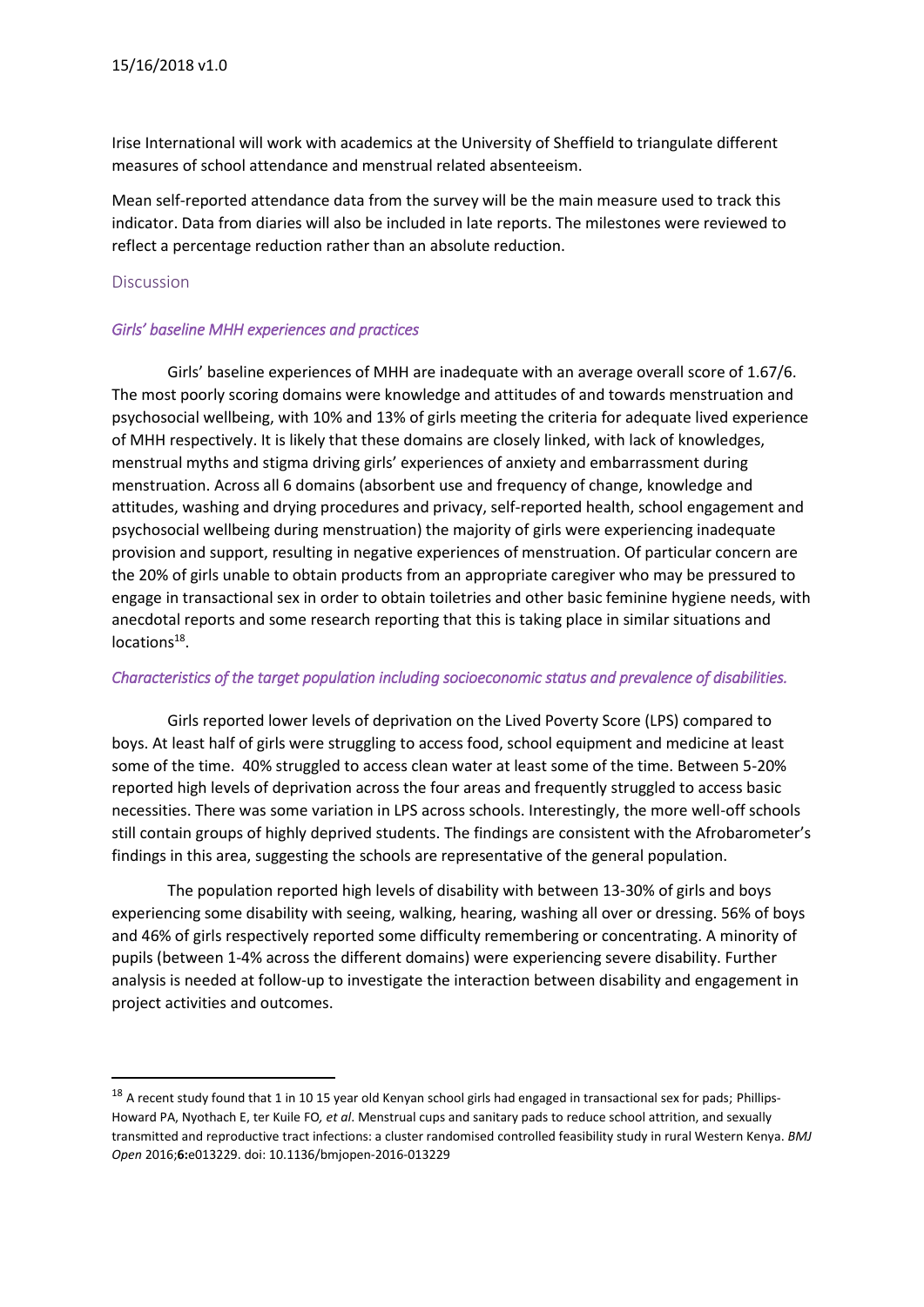Irise International will work with academics at the University of Sheffield to triangulate different measures of school attendance and menstrual related absenteeism.

Mean self-reported attendance data from the survey will be the main measure used to track this indicator. Data from diaries will also be included in late reports. The milestones were reviewed to reflect a percentage reduction rather than an absolute reduction.

## Discussion

### *Girls' baseline MHH experiences and practices*

Girls' baseline experiences of MHH are inadequate with an average overall score of 1.67/6. The most poorly scoring domains were knowledge and attitudes of and towards menstruation and psychosocial wellbeing, with 10% and 13% of girls meeting the criteria for adequate lived experience of MHH respectively. It is likely that these domains are closely linked, with lack of knowledges, menstrual myths and stigma driving girls' experiences of anxiety and embarrassment during menstruation. Across all 6 domains (absorbent use and frequency of change, knowledge and attitudes, washing and drying procedures and privacy, self-reported health, school engagement and psychosocial wellbeing during menstruation) the majority of girls were experiencing inadequate provision and support, resulting in negative experiences of menstruation. Of particular concern are the 20% of girls unable to obtain products from an appropriate caregiver who may be pressured to engage in transactional sex in order to obtain toiletries and other basic feminine hygiene needs, with anecdotal reports and some research reporting that this is taking place in similar situations and locations[18].

### *Characteristics of the target population including socioeconomic status and prevalence of disabilities.*

Girls reported lower levels of deprivation on the Lived Poverty Score (LPS) compared to boys. At least half of girls were struggling to access food, school equipment and medicine at least some of the time. 40% struggled to access clean water at least some of the time. Between 5-20% reported high levels of deprivation across the four areas and frequently struggled to access basic necessities. There was some variation in LPS across schools. Interestingly, the more well-off schools still contain groups of highly deprived students. The findings are consistent with the Afrobarometer's findings in this area, suggesting the schools are representative of the general population.

The population reported high levels of disability with between 13-30% of girls and boys experiencing some disability with seeing, walking, hearing, washing all over or dressing. 56% of boys and 46% of girls respectively reported some difficulty remembering or concentrating. A minority of pupils (between 1-4% across the different domains) were experiencing severe disability. Further analysis is needed at follow-up to investigate the interaction between disability and engagement in project activities and outcomes.

---

[18] A recent study found that 1 in 10 15 year old Kenyan school girls had engaged in transactional sex for pads; Phillips-Howard PA, Nyothach E, ter Kuile FO, *et al*. Menstrual cups and sanitary pads to reduce school attrition, and sexually transmitted and reproductive tract infections: a cluster randomised controlled feasibility study in rural Western Kenya. *BMJ Open* 2016;**6:**e013229. doi: 10.1136/bmjopen-2016-013229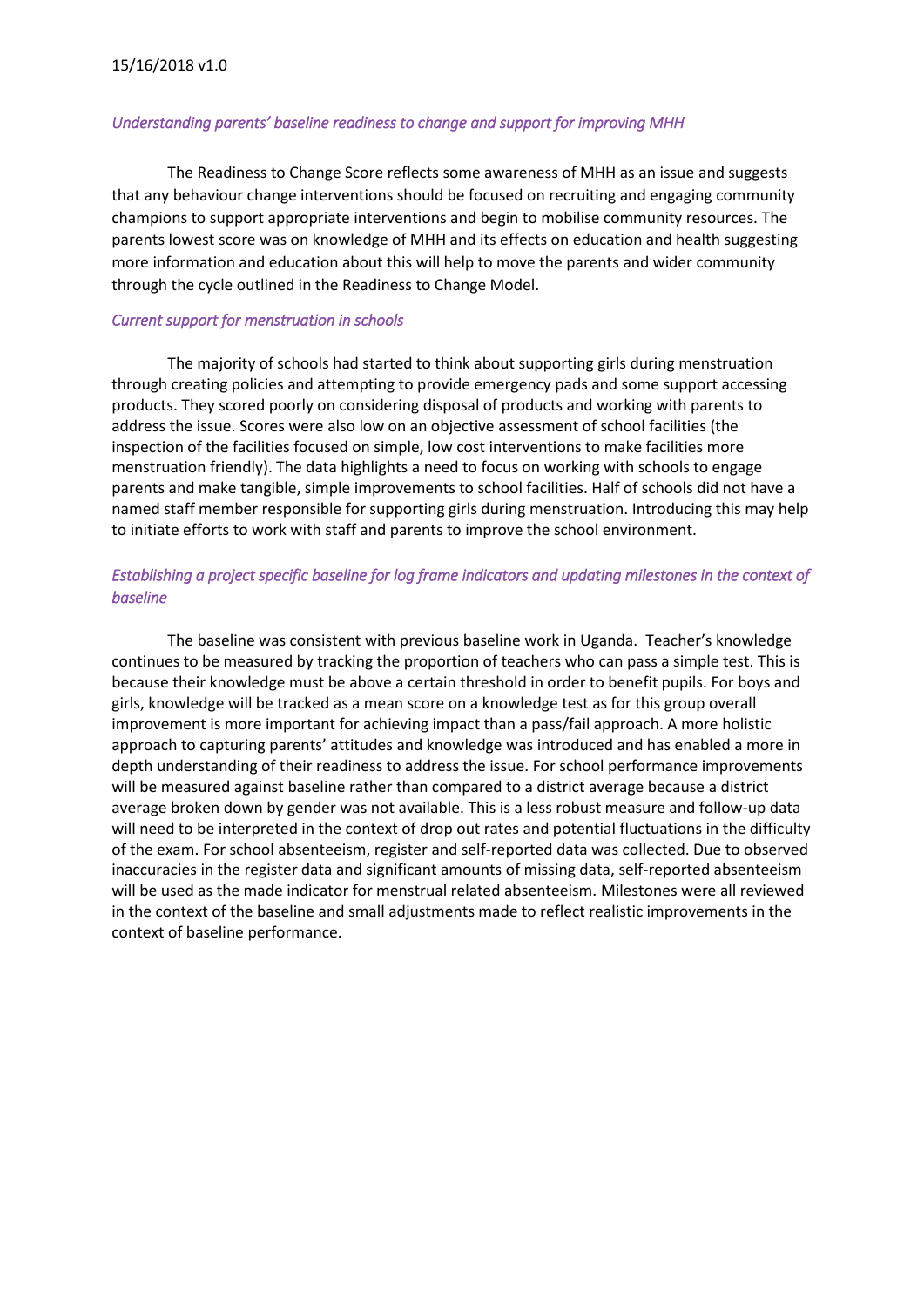### *Understanding parents' baseline readiness to change and support for improving MHH*

The Readiness to Change Score reflects some awareness of MHH as an issue and suggests that any behaviour change interventions should be focused on recruiting and engaging community champions to support appropriate interventions and begin to mobilise community resources. The parents lowest score was on knowledge of MHH and its effects on education and health suggesting more information and education about this will help to move the parents and wider community through the cycle outlined in the Readiness to Change Model.

### *Current support for menstruation in schools*

The majority of schools had started to think about supporting girls during menstruation through creating policies and attempting to provide emergency pads and some support accessing products. They scored poorly on considering disposal of products and working with parents to address the issue. Scores were also low on an objective assessment of school facilities (the inspection of the facilities focused on simple, low cost interventions to make facilities more menstruation friendly). The data highlights a need to focus on working with schools to engage parents and make tangible, simple improvements to school facilities. Half of schools did not have a named staff member responsible for supporting girls during menstruation. Introducing this may help to initiate efforts to work with staff and parents to improve the school environment.

### *Establishing a project specific baseline for log frame indicators and updating milestones in the context of baseline*

The baseline was consistent with previous baseline work in Uganda. Teacher's knowledge continues to be measured by tracking the proportion of teachers who can pass a simple test. This is because their knowledge must be above a certain threshold in order to benefit pupils. For boys and girls, knowledge will be tracked as a mean score on a knowledge test as for this group overall improvement is more important for achieving impact than a pass/fail approach. A more holistic approach to capturing parents' attitudes and knowledge was introduced and has enabled a more in depth understanding of their readiness to address the issue. For school performance improvements will be measured against baseline rather than compared to a district average because a district average broken down by gender was not available. This is a less robust measure and follow-up data will need to be interpreted in the context of drop out rates and potential fluctuations in the difficulty of the exam. For school absenteeism, register and self-reported data was collected. Due to observed inaccuracies in the register data and significant amounts of missing data, self-reported absenteeism will be used as the made indicator for menstrual related absenteeism. Milestones were all reviewed in the context of the baseline and small adjustments made to reflect realistic improvements in the context of baseline performance.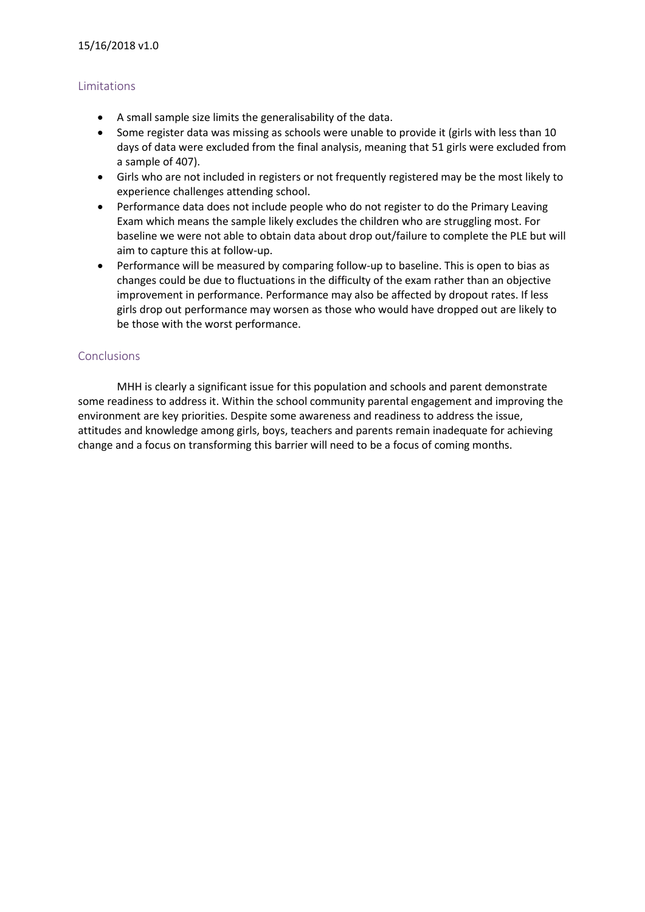## Limitations

- A small sample size limits the generalisability of the data.
- Some register data was missing as schools were unable to provide it (girls with less than 10 days of data were excluded from the final analysis, meaning that 51 girls were excluded from a sample of 407).
- Girls who are not included in registers or not frequently registered may be the most likely to experience challenges attending school.
- Performance data does not include people who do not register to do the Primary Leaving Exam which means the sample likely excludes the children who are struggling most. For baseline we were not able to obtain data about drop out/failure to complete the PLE but will aim to capture this at follow-up.
- Performance will be measured by comparing follow-up to baseline. This is open to bias as changes could be due to fluctuations in the difficulty of the exam rather than an objective improvement in performance. Performance may also be affected by dropout rates. If less girls drop out performance may worsen as those who would have dropped out are likely to be those with the worst performance.

## Conclusions

MHH is clearly a significant issue for this population and schools and parent demonstrate some readiness to address it. Within the school community parental engagement and improving the environment are key priorities. Despite some awareness and readiness to address the issue, attitudes and knowledge among girls, boys, teachers and parents remain inadequate for achieving change and a focus on transforming this barrier will need to be a focus of coming months.